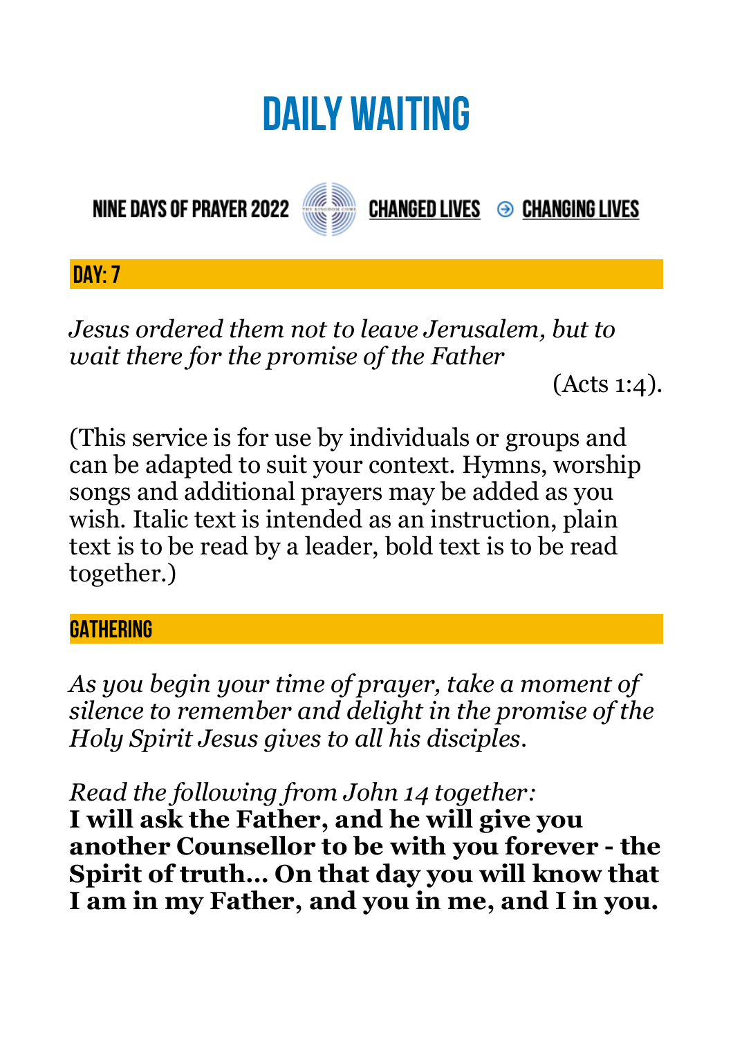# DAILY WAITING

NINE DAYS OF PRAYER 2022 **CHANGED LIVES** ⊕ **CHANGING LIVES**

## DAY: 7

*Jesus ordered them not to leave Jerusalem, but to wait there for the promise of the Father*

(Acts 1:4).

(This service is for use by individuals or groups and can be adapted to suit your context. Hymns, worship songs and additional prayers may be added as you wish. Italic text is intended as an instruction, plain text is to be read by a leader, bold text is to be read together.)

## GATHERING

*As you begin your time of prayer, take a moment of silence to remember and delight in the promise of the Holy Spirit Jesus gives to all his disciples.*

*Read the following from John 14 together:*
**I will ask the Father, and he will give you another Counsellor to be with you forever - the Spirit of truth... On that day you will know that I am in my Father, and you in me, and I in you.**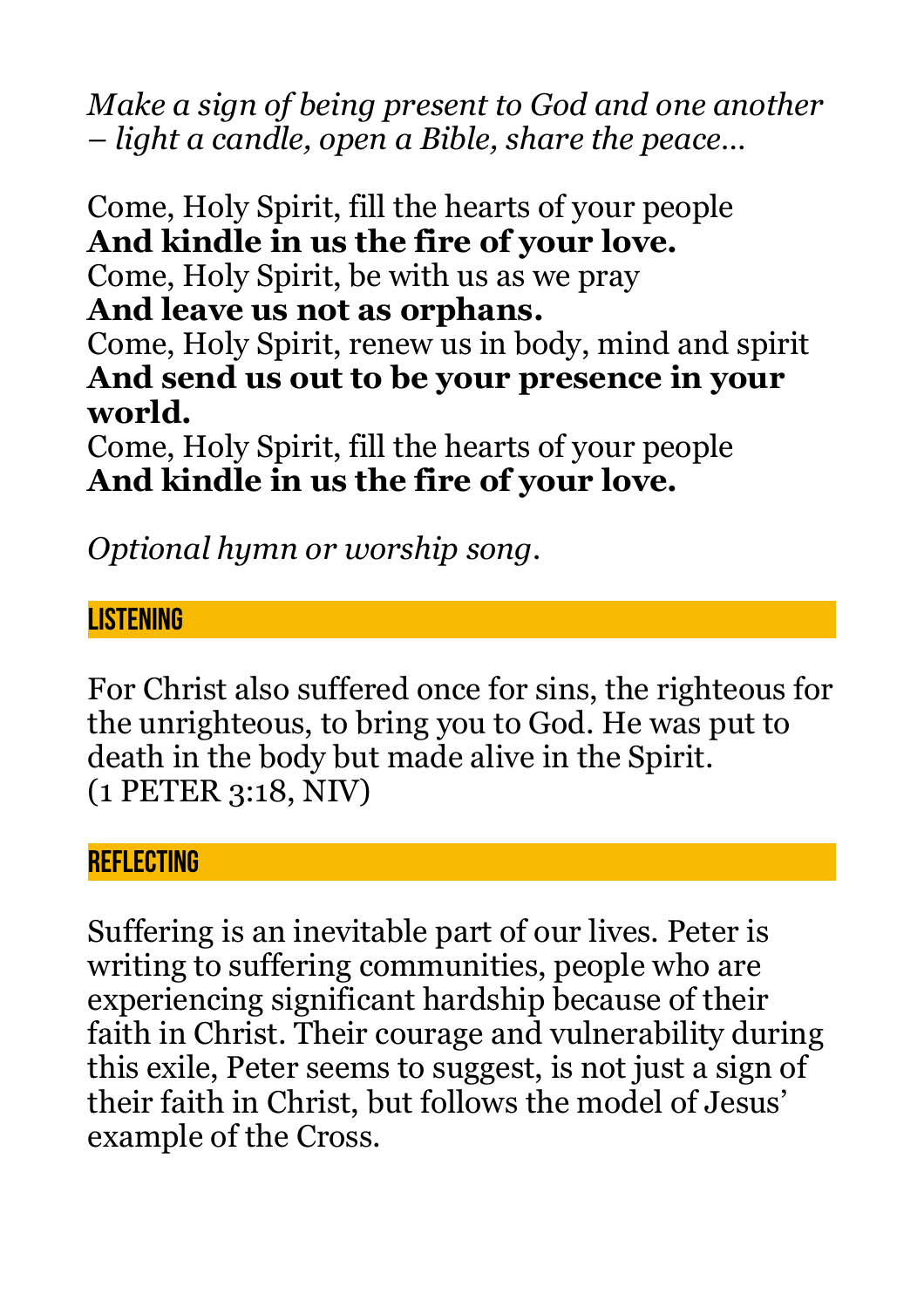*Make a sign of being present to God and one another – light a candle, open a Bible, share the peace…*

Come, Holy Spirit, fill the hearts of your people
**And kindle in us the fire of your love.**
Come, Holy Spirit, be with us as we pray
**And leave us not as orphans.**
Come, Holy Spirit, renew us in body, mind and spirit
**And send us out to be your presence in your world.**
Come, Holy Spirit, fill the hearts of your people
**And kindle in us the fire of your love.**

*Optional hymn or worship song*.

## LISTENING

For Christ also suffered once for sins, the righteous for the unrighteous, to bring you to God. He was put to death in the body but made alive in the Spirit.
(1 PETER 3:18, NIV)

## REFLECTING

Suffering is an inevitable part of our lives. Peter is writing to suffering communities, people who are experiencing significant hardship because of their faith in Christ. Their courage and vulnerability during this exile, Peter seems to suggest, is not just a sign of their faith in Christ, but follows the model of Jesus' example of the Cross.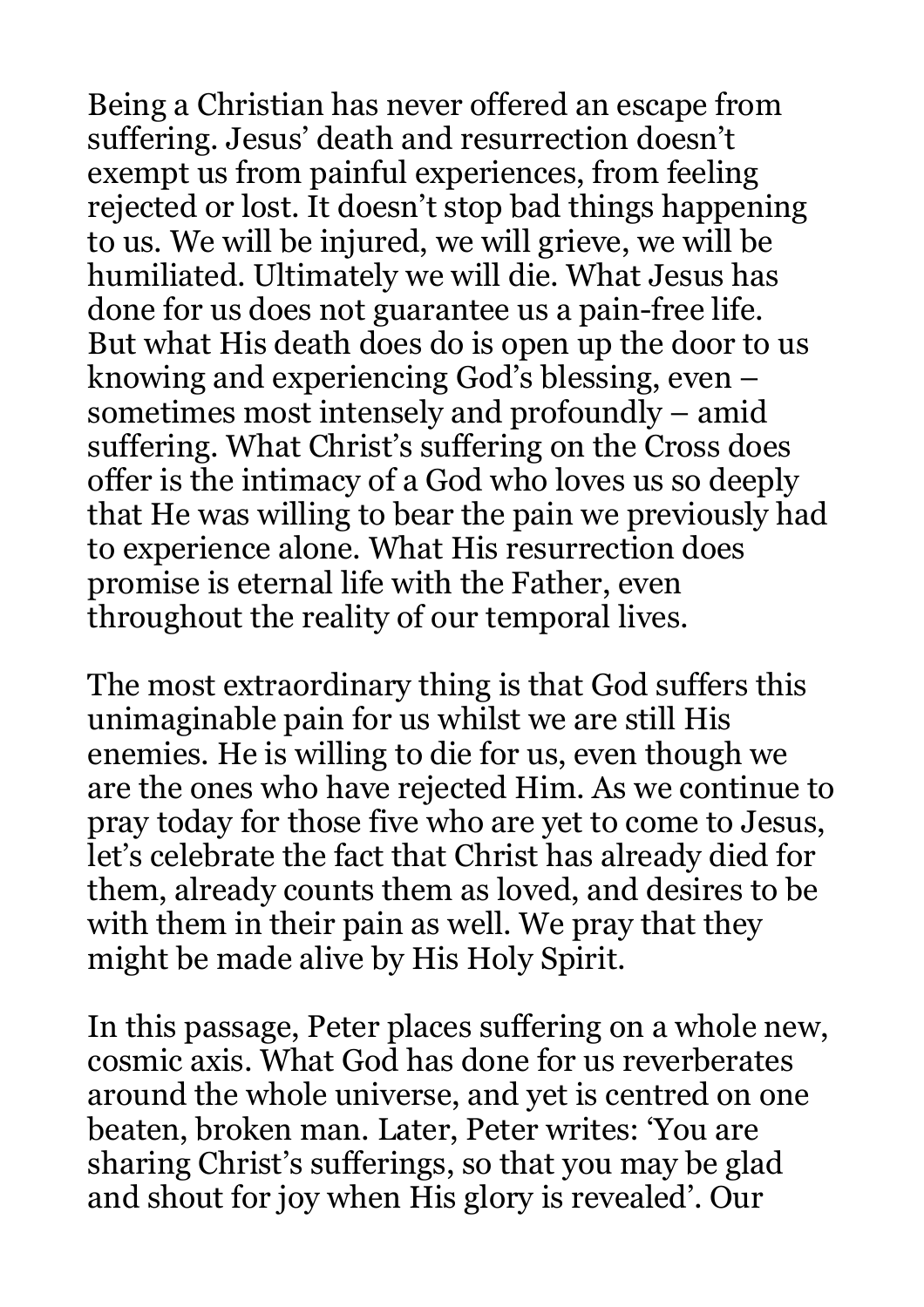Being a Christian has never offered an escape from suffering. Jesus' death and resurrection doesn't exempt us from painful experiences, from feeling rejected or lost. It doesn't stop bad things happening to us. We will be injured, we will grieve, we will be humiliated. Ultimately we will die. What Jesus has done for us does not guarantee us a pain-free life. But what His death does do is open up the door to us knowing and experiencing God's blessing, even – sometimes most intensely and profoundly – amid suffering. What Christ's suffering on the Cross does offer is the intimacy of a God who loves us so deeply that He was willing to bear the pain we previously had to experience alone. What His resurrection does promise is eternal life with the Father, even throughout the reality of our temporal lives.

The most extraordinary thing is that God suffers this unimaginable pain for us whilst we are still His enemies. He is willing to die for us, even though we are the ones who have rejected Him. As we continue to pray today for those five who are yet to come to Jesus, let's celebrate the fact that Christ has already died for them, already counts them as loved, and desires to be with them in their pain as well. We pray that they might be made alive by His Holy Spirit.

In this passage, Peter places suffering on a whole new, cosmic axis. What God has done for us reverberates around the whole universe, and yet is centred on one beaten, broken man. Later, Peter writes: 'You are sharing Christ's sufferings, so that you may be glad and shout for joy when His glory is revealed'. Our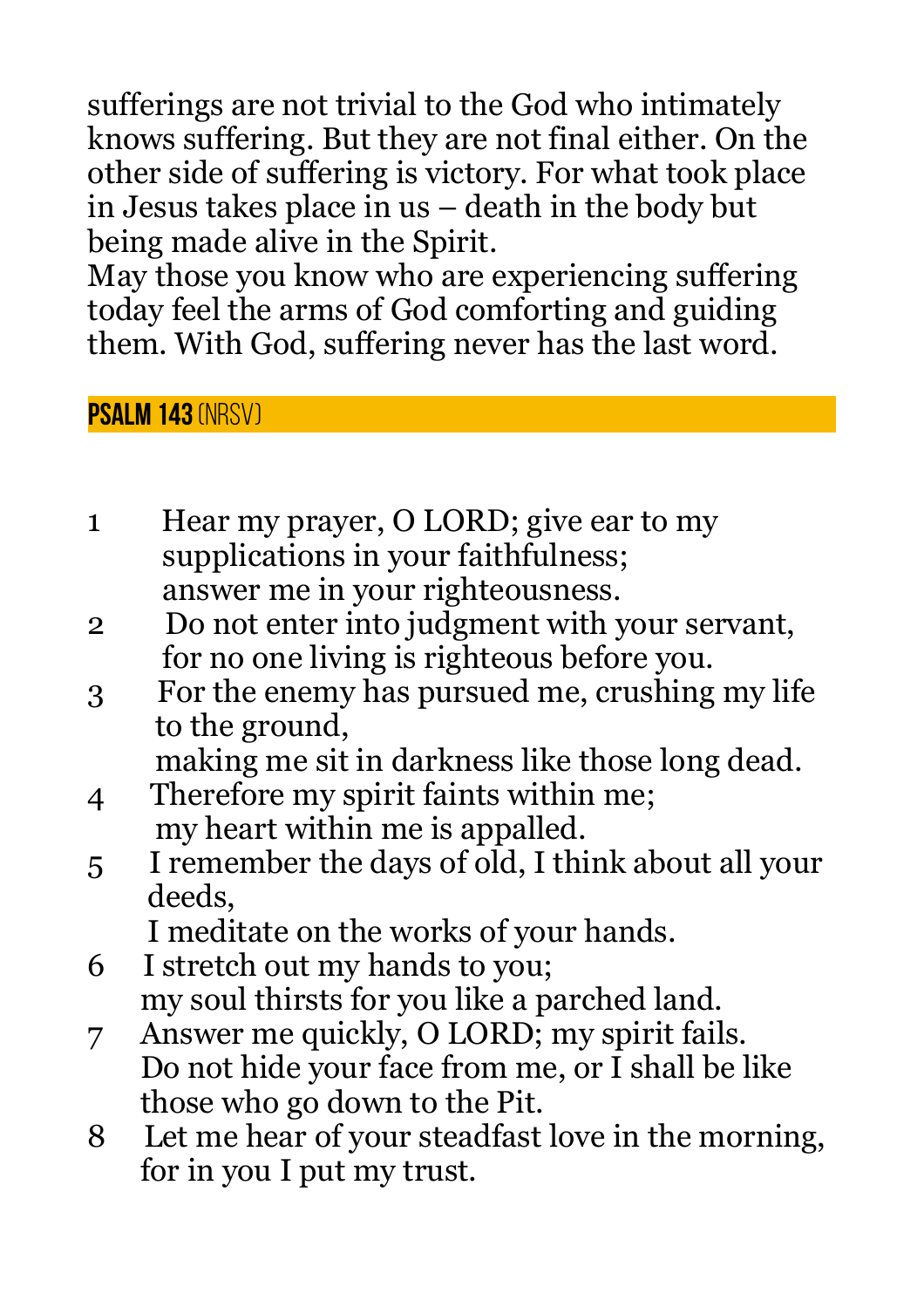sufferings are not trivial to the God who intimately knows suffering. But they are not final either. On the other side of suffering is victory. For what took place in Jesus takes place in us – death in the body but being made alive in the Spirit.

May those you know who are experiencing suffering today feel the arms of God comforting and guiding them. With God, suffering never has the last word.

## **PSALM 143** (NRSV)

1 Hear my prayer, O LORD; give ear to my supplications in your faithfulness;
answer me in your righteousness.

2 Do not enter into judgment with your servant,
for no one living is righteous before you.

3 For the enemy has pursued me, crushing my life to the ground,
making me sit in darkness like those long dead.

4 Therefore my spirit faints within me;
my heart within me is appalled.

5 I remember the days of old, I think about all your deeds,
I meditate on the works of your hands.

6 I stretch out my hands to you;
my soul thirsts for you like a parched land.

7 Answer me quickly, O LORD; my spirit fails.
Do not hide your face from me, or I shall be like those who go down to the Pit.

8 Let me hear of your steadfast love in the morning,
for in you I put my trust.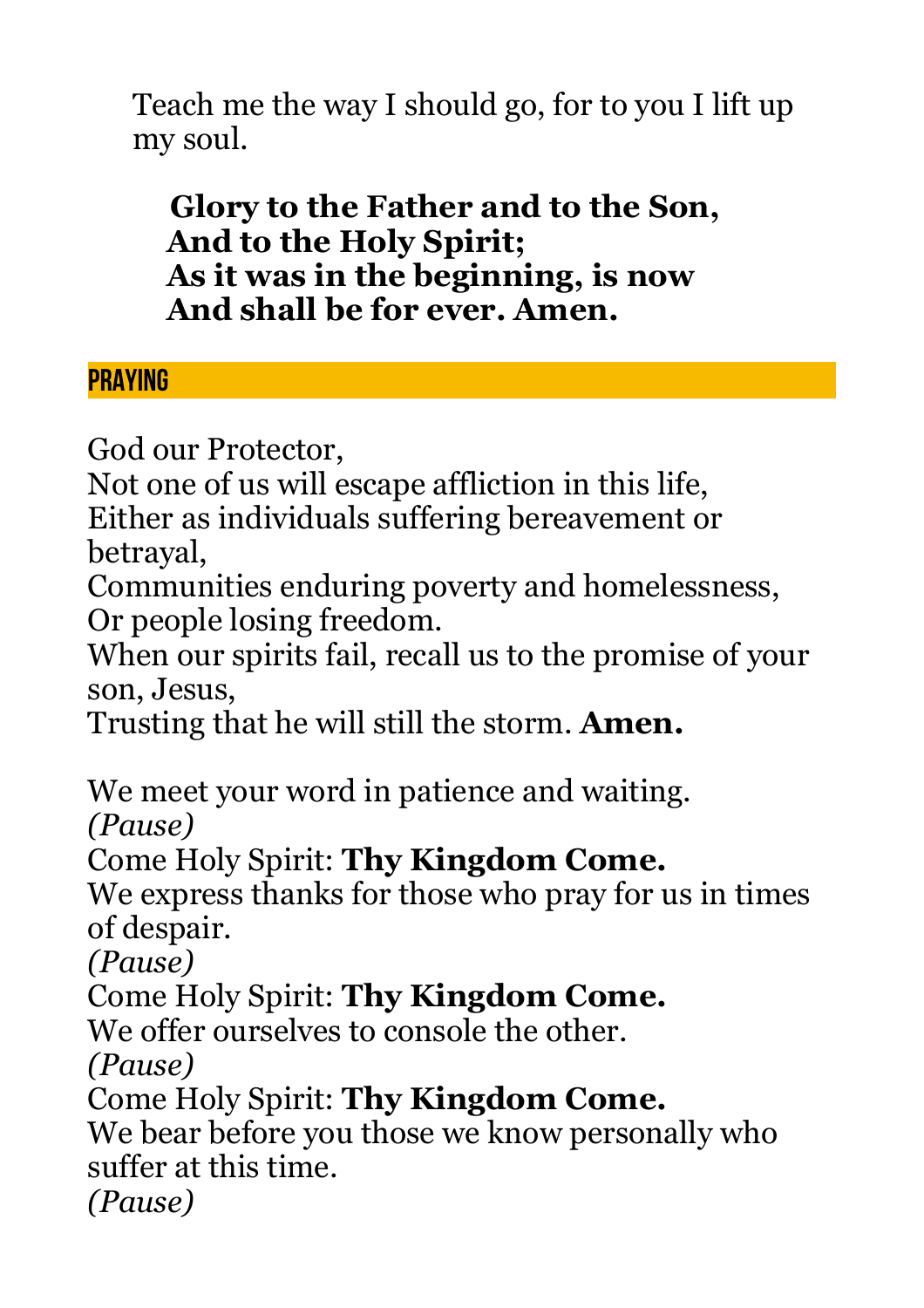Teach me the way I should go, for to you I lift up my soul.

**Glory to the Father and to the Son,**
**And to the Holy Spirit;**
**As it was in the beginning, is now**
**And shall be for ever. Amen.**

## PRAYING

God our Protector,
Not one of us will escape affliction in this life,
Either as individuals suffering bereavement or betrayal,
Communities enduring poverty and homelessness,
Or people losing freedom.
When our spirits fail, recall us to the promise of your son, Jesus,
Trusting that he will still the storm. **Amen.**

We meet your word in patience and waiting.
*(Pause)*
Come Holy Spirit: **Thy Kingdom Come.**
We express thanks for those who pray for us in times of despair.
*(Pause)*
Come Holy Spirit: **Thy Kingdom Come.**
We offer ourselves to console the other.
*(Pause)*
Come Holy Spirit: **Thy Kingdom Come.**
We bear before you those we know personally who suffer at this time.
*(Pause)*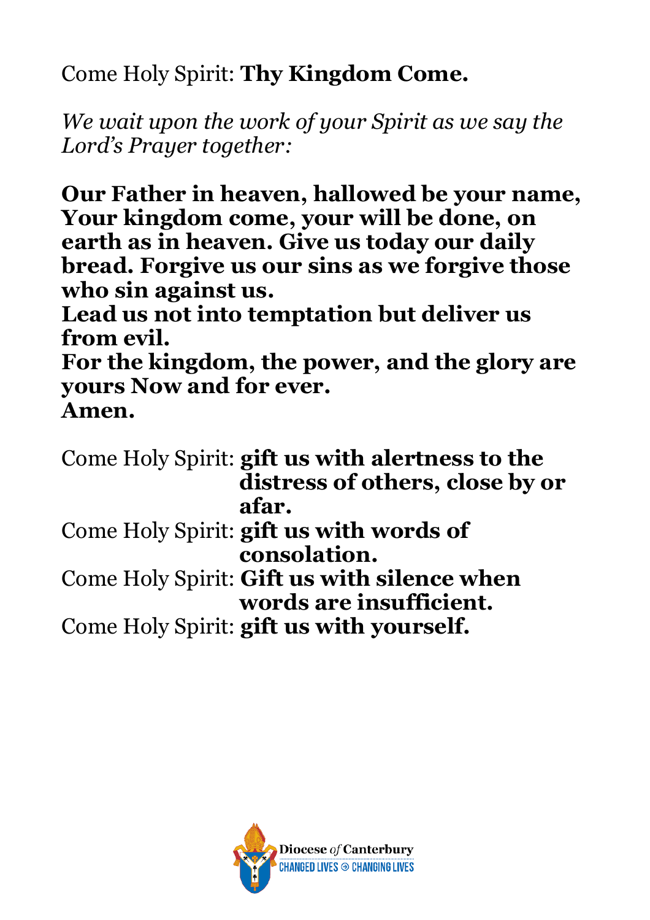Come Holy Spirit: **Thy Kingdom Come.**

*We wait upon the work of your Spirit as we say the Lord's Prayer together:*

**Our Father in heaven, hallowed be your name, Your kingdom come, your will be done, on earth as in heaven. Give us today our daily bread. Forgive us our sins as we forgive those who sin against us.**
**Lead us not into temptation but deliver us from evil.**
**For the kingdom, the power, and the glory are yours Now and for ever.**
**Amen.**

Come Holy Spirit: **gift us with alertness to the distress of others, close by or afar.**
Come Holy Spirit: **gift us with words of consolation.**
Come Holy Spirit: **Gift us with silence when words are insufficient.**
Come Holy Spirit: **gift us with yourself.**

Diocese *of* Canterbury
CHANGED LIVES ⊕ CHANGING LIVES